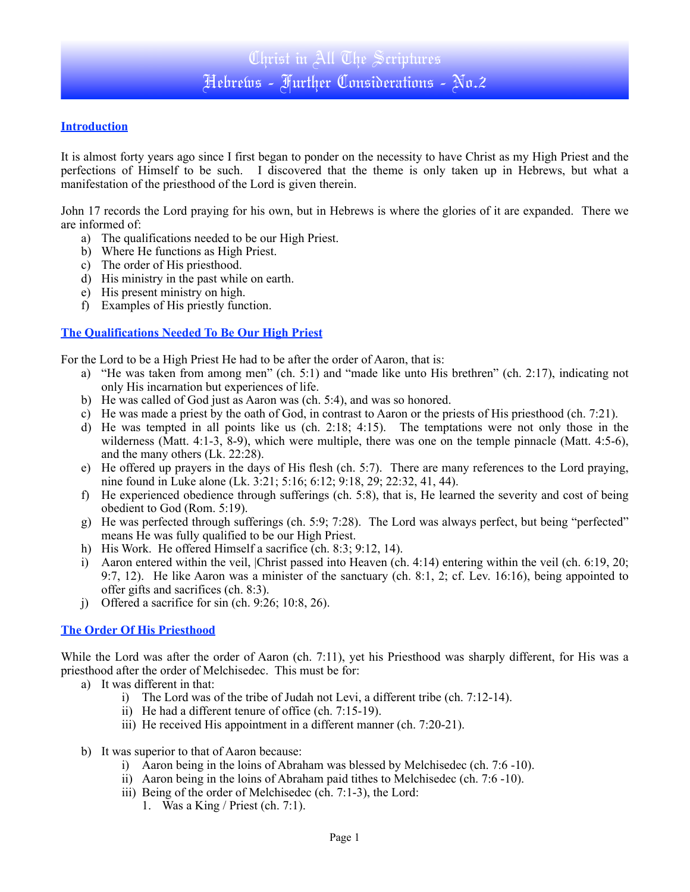# Christ in All The Scriptures
# Hebrews - Further Considerations - No.2

## Introduction

It is almost forty years ago since I first began to ponder on the necessity to have Christ as my High Priest and the perfections of Himself to be such. I discovered that the theme is only taken up in Hebrews, but what a manifestation of the priesthood of the Lord is given therein.

John 17 records the Lord praying for his own, but in Hebrews is where the glories of it are expanded. There we are informed of:

a) The qualifications needed to be our High Priest.
b) Where He functions as High Priest.
c) The order of His priesthood.
d) His ministry in the past while on earth.
e) His present ministry on high.
f) Examples of His priestly function.

## The Qualifications Needed To Be Our High Priest

For the Lord to be a High Priest He had to be after the order of Aaron, that is:

a) "He was taken from among men" (ch. 5:1) and "made like unto His brethren" (ch. 2:17), indicating not only His incarnation but experiences of life.
b) He was called of God just as Aaron was (ch. 5:4), and was so honored.
c) He was made a priest by the oath of God, in contrast to Aaron or the priests of His priesthood (ch. 7:21).
d) He was tempted in all points like us (ch. 2:18; 4:15). The temptations were not only those in the wilderness (Matt. 4:1-3, 8-9), which were multiple, there was one on the temple pinnacle (Matt. 4:5-6), and the many others (Lk. 22:28).
e) He offered up prayers in the days of His flesh (ch. 5:7). There are many references to the Lord praying, nine found in Luke alone (Lk. 3:21; 5:16; 6:12; 9:18, 29; 22:32, 41, 44).
f) He experienced obedience through sufferings (ch. 5:8), that is, He learned the severity and cost of being obedient to God (Rom. 5:19).
g) He was perfected through sufferings (ch. 5:9; 7:28). The Lord was always perfect, but being "perfected" means He was fully qualified to be our High Priest.
h) His Work. He offered Himself a sacrifice (ch. 8:3; 9:12, 14).
i) Aaron entered within the veil, |Christ passed into Heaven (ch. 4:14) entering within the veil (ch. 6:19, 20; 9:7, 12). He like Aaron was a minister of the sanctuary (ch. 8:1, 2; cf. Lev. 16:16), being appointed to offer gifts and sacrifices (ch. 8:3).
j) Offered a sacrifice for sin (ch. 9:26; 10:8, 26).

## The Order Of His Priesthood

While the Lord was after the order of Aaron (ch. 7:11), yet his Priesthood was sharply different, for His was a priesthood after the order of Melchisedec. This must be for:

a) It was different in that:
   i) The Lord was of the tribe of Judah not Levi, a different tribe (ch. 7:12-14).
   ii) He had a different tenure of office (ch. 7:15-19).
   iii) He received His appointment in a different manner (ch. 7:20-21).

b) It was superior to that of Aaron because:
   i) Aaron being in the loins of Abraham was blessed by Melchisedec (ch. 7:6 -10).
   ii) Aaron being in the loins of Abraham paid tithes to Melchisedec (ch. 7:6 -10).
   iii) Being of the order of Melchisedec (ch. 7:1-3), the Lord:
      1. Was a King / Priest (ch. 7:1).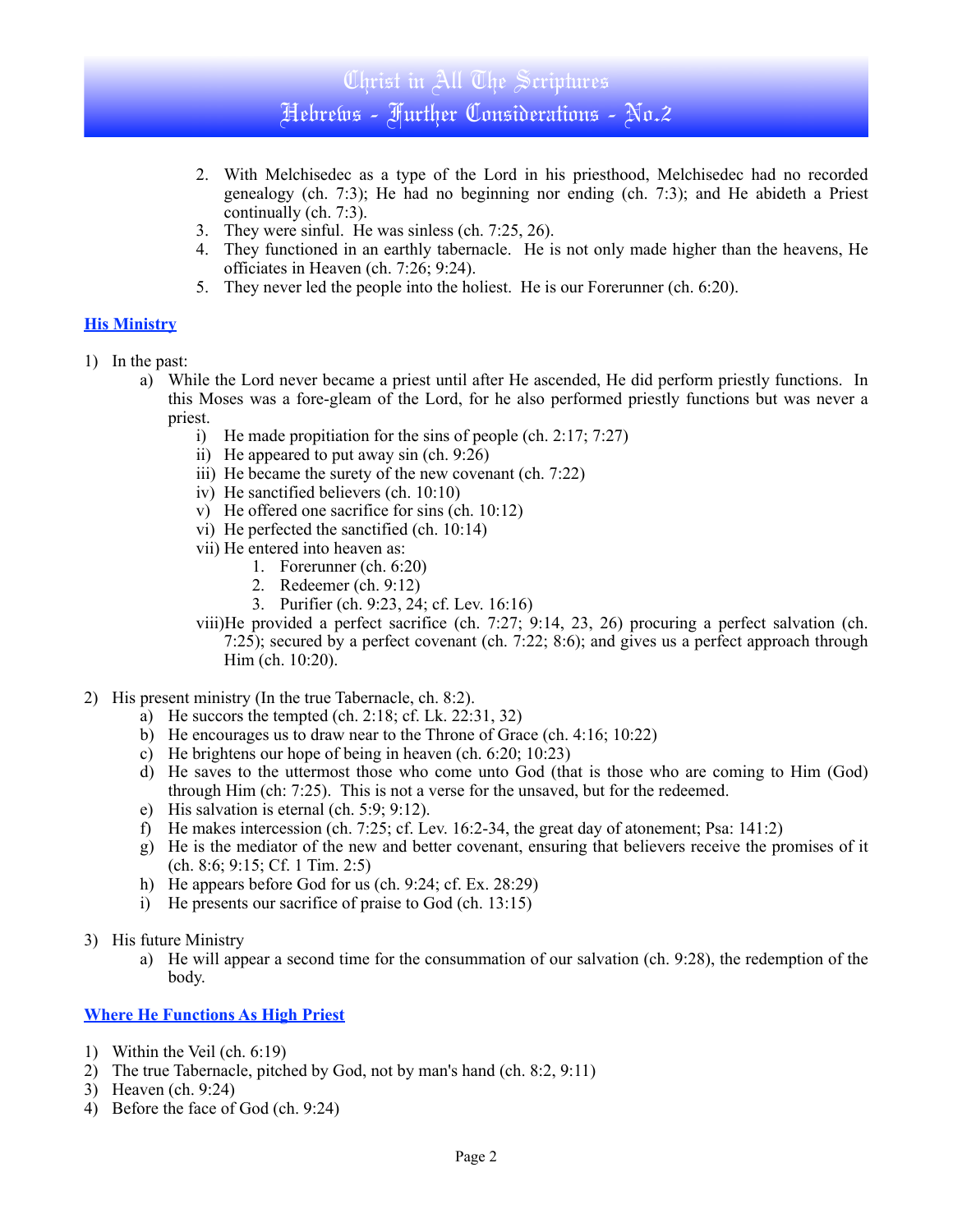2. With Melchisedec as a type of the Lord in his priesthood, Melchisedec had no recorded genealogy (ch. 7:3); He had no beginning nor ending (ch. 7:3); and He abideth a Priest continually (ch. 7:3).
3. They were sinful. He was sinless (ch. 7:25, 26).
4. They functioned in an earthly tabernacle. He is not only made higher than the heavens, He officiates in Heaven (ch. 7:26; 9:24).
5. They never led the people into the holiest. He is our Forerunner (ch. 6:20).

## His Ministry

1) In the past:
   a) While the Lord never became a priest until after He ascended, He did perform priestly functions. In this Moses was a fore-gleam of the Lord, for he also performed priestly functions but was never a priest.
      i) He made propitiation for the sins of people (ch. 2:17; 7:27)
      ii) He appeared to put away sin (ch. 9:26)
      iii) He became the surety of the new covenant (ch. 7:22)
      iv) He sanctified believers (ch. 10:10)
      v) He offered one sacrifice for sins (ch. 10:12)
      vi) He perfected the sanctified (ch. 10:14)
      vii) He entered into heaven as:
         1. Forerunner (ch. 6:20)
         2. Redeemer (ch. 9:12)
         3. Purifier (ch. 9:23, 24; cf. Lev. 16:16)
      viii) He provided a perfect sacrifice (ch. 7:27; 9:14, 23, 26) procuring a perfect salvation (ch. 7:25); secured by a perfect covenant (ch. 7:22; 8:6); and gives us a perfect approach through Him (ch. 10:20).

2) His present ministry (In the true Tabernacle, ch. 8:2).
   a) He succors the tempted (ch. 2:18; cf. Lk. 22:31, 32)
   b) He encourages us to draw near to the Throne of Grace (ch. 4:16; 10:22)
   c) He brightens our hope of being in heaven (ch. 6:20; 10:23)
   d) He saves to the uttermost those who come unto God (that is those who are coming to Him (God) through Him (ch: 7:25). This is not a verse for the unsaved, but for the redeemed.
   e) His salvation is eternal (ch. 5:9; 9:12).
   f) He makes intercession (ch. 7:25; cf. Lev. 16:2-34, the great day of atonement; Psa: 141:2)
   g) He is the mediator of the new and better covenant, ensuring that believers receive the promises of it (ch. 8:6; 9:15; Cf. 1 Tim. 2:5)
   h) He appears before God for us (ch. 9:24; cf. Ex. 28:29)
   i) He presents our sacrifice of praise to God (ch. 13:15)

3) His future Ministry
   a) He will appear a second time for the consummation of our salvation (ch. 9:28), the redemption of the body.

## Where He Functions As High Priest

1) Within the Veil (ch. 6:19)
2) The true Tabernacle, pitched by God, not by man's hand (ch. 8:2, 9:11)
3) Heaven (ch. 9:24)
4) Before the face of God (ch. 9:24)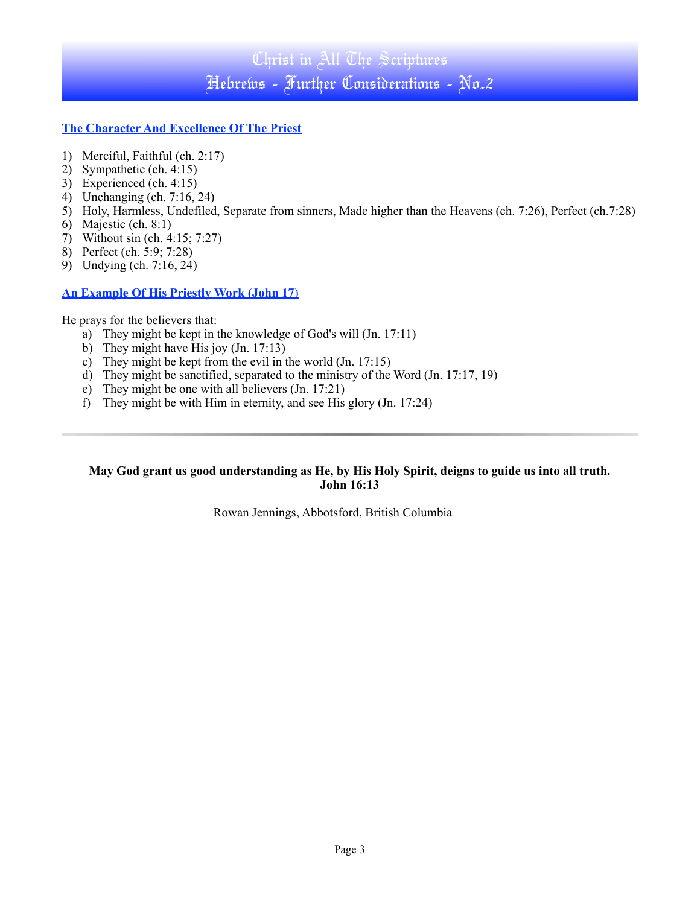# Christ in All The Scriptures
# Hebrews - Further Considerations - No.2

## The Character And Excellence Of The Priest

1) Merciful, Faithful (ch. 2:17)
2) Sympathetic (ch. 4:15)
3) Experienced (ch. 4:15)
4) Unchanging (ch. 7:16, 24)
5) Holy, Harmless, Undefiled, Separate from sinners, Made higher than the Heavens (ch. 7:26), Perfect (ch.7:28)
6) Majestic (ch. 8:1)
7) Without sin (ch. 4:15; 7:27)
8) Perfect (ch. 5:9; 7:28)
9) Undying (ch. 7:16, 24)

## An Example Of His Priestly Work (John 17)

He prays for the believers that:

a) They might be kept in the knowledge of God's will (Jn. 17:11)
b) They might have His joy (Jn. 17:13)
c) They might be kept from the evil in the world (Jn. 17:15)
d) They might be sanctified, separated to the ministry of the Word (Jn. 17:17, 19)
e) They might be one with all believers (Jn. 17:21)
f) They might be with Him in eternity, and see His glory (Jn. 17:24)

---

**May God grant us good understanding as He, by His Holy Spirit, deigns to guide us into all truth. John 16:13**

Rowan Jennings, Abbotsford, British Columbia